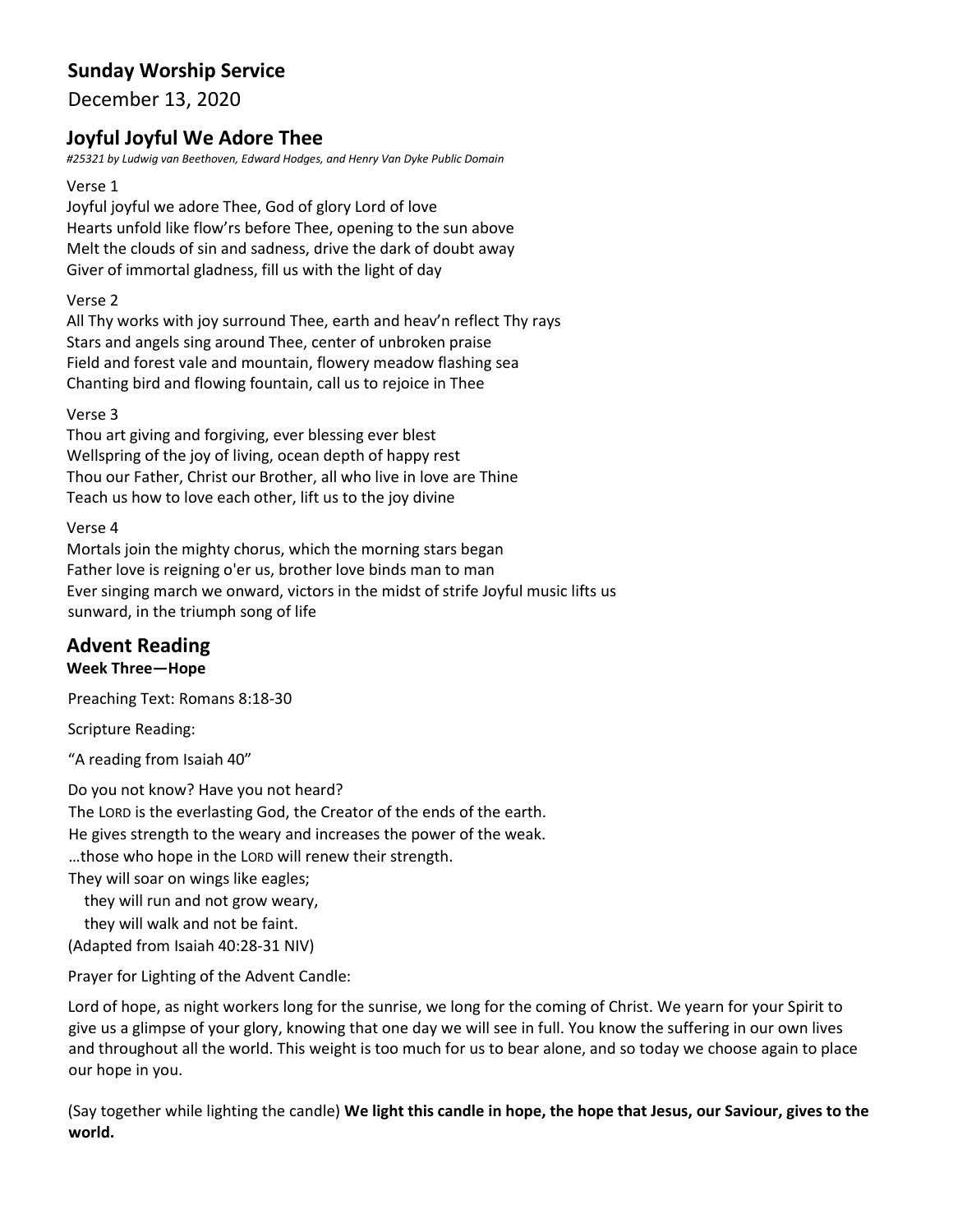## Sunday Worship Service

December 13, 2020

## Joyful Joyful We Adore Thee

*#25321 by Ludwig van Beethoven, Edward Hodges, and Henry Van Dyke Public Domain*

Verse 1

Joyful joyful we adore Thee, God of glory Lord of love
Hearts unfold like flow'rs before Thee, opening to the sun above
Melt the clouds of sin and sadness, drive the dark of doubt away
Giver of immortal gladness, fill us with the light of day

Verse 2

All Thy works with joy surround Thee, earth and heav'n reflect Thy rays
Stars and angels sing around Thee, center of unbroken praise
Field and forest vale and mountain, flowery meadow flashing sea
Chanting bird and flowing fountain, call us to rejoice in Thee

Verse 3

Thou art giving and forgiving, ever blessing ever blest
Wellspring of the joy of living, ocean depth of happy rest
Thou our Father, Christ our Brother, all who live in love are Thine
Teach us how to love each other, lift us to the joy divine

Verse 4

Mortals join the mighty chorus, which the morning stars began
Father love is reigning o'er us, brother love binds man to man
Ever singing march we onward, victors in the midst of strife Joyful music lifts us sunward, in the triumph song of life

## Advent Reading

**Week Three—Hope**

Preaching Text: Romans 8:18-30

Scripture Reading:

"A reading from Isaiah 40"

Do you not know? Have you not heard?
The LORD is the everlasting God, the Creator of the ends of the earth.
He gives strength to the weary and increases the power of the weak.
…those who hope in the LORD will renew their strength.
They will soar on wings like eagles;
  they will run and not grow weary,
  they will walk and not be faint.
(Adapted from Isaiah 40:28-31 NIV)

Prayer for Lighting of the Advent Candle:

Lord of hope, as night workers long for the sunrise, we long for the coming of Christ. We yearn for your Spirit to give us a glimpse of your glory, knowing that one day we will see in full. You know the suffering in our own lives and throughout all the world. This weight is too much for us to bear alone, and so today we choose again to place our hope in you.

(Say together while lighting the candle) **We light this candle in hope, the hope that Jesus, our Saviour, gives to the world.**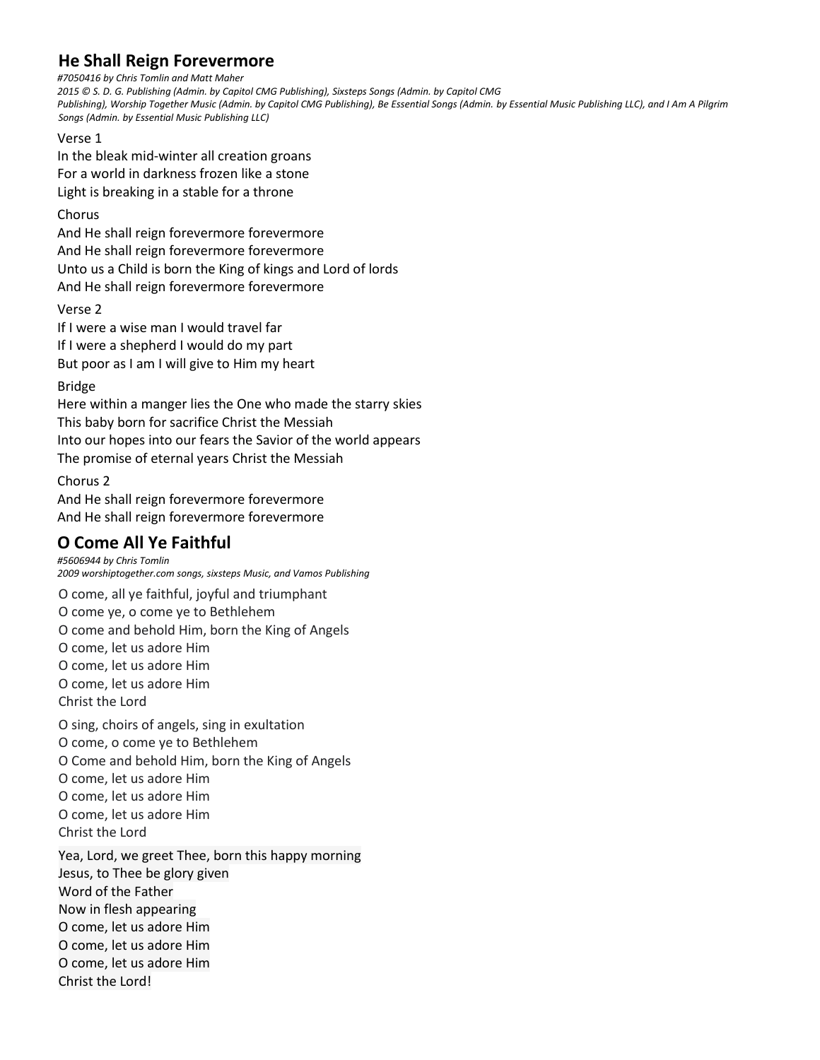## He Shall Reign Forevermore

*#7050416 by Chris Tomlin and Matt Maher*
*2015 © S. D. G. Publishing (Admin. by Capitol CMG Publishing), Sixsteps Songs (Admin. by Capitol CMG Publishing), Worship Together Music (Admin. by Capitol CMG Publishing), Be Essential Songs (Admin. by Essential Music Publishing LLC), and I Am A Pilgrim Songs (Admin. by Essential Music Publishing LLC)*

Verse 1

In the bleak mid-winter all creation groans
For a world in darkness frozen like a stone
Light is breaking in a stable for a throne

Chorus

And He shall reign forevermore forevermore
And He shall reign forevermore forevermore
Unto us a Child is born the King of kings and Lord of lords
And He shall reign forevermore forevermore

Verse 2

If I were a wise man I would travel far
If I were a shepherd I would do my part
But poor as I am I will give to Him my heart

Bridge

Here within a manger lies the One who made the starry skies
This baby born for sacrifice Christ the Messiah
Into our hopes into our fears the Savior of the world appears
The promise of eternal years Christ the Messiah

Chorus 2

And He shall reign forevermore forevermore
And He shall reign forevermore forevermore

## O Come All Ye Faithful

*#5606944 by Chris Tomlin*
*2009 worshiptogether.com songs, sixsteps Music, and Vamos Publishing*

O come, all ye faithful, joyful and triumphant
O come ye, o come ye to Bethlehem
O come and behold Him, born the King of Angels
O come, let us adore Him
O come, let us adore Him
O come, let us adore Him
Christ the Lord

O sing, choirs of angels, sing in exultation
O come, o come ye to Bethlehem
O Come and behold Him, born the King of Angels
O come, let us adore Him
O come, let us adore Him
O come, let us adore Him
Christ the Lord

Yea, Lord, we greet Thee, born this happy morning
Jesus, to Thee be glory given
Word of the Father
Now in flesh appearing
O come, let us adore Him
O come, let us adore Him
O come, let us adore Him
Christ the Lord!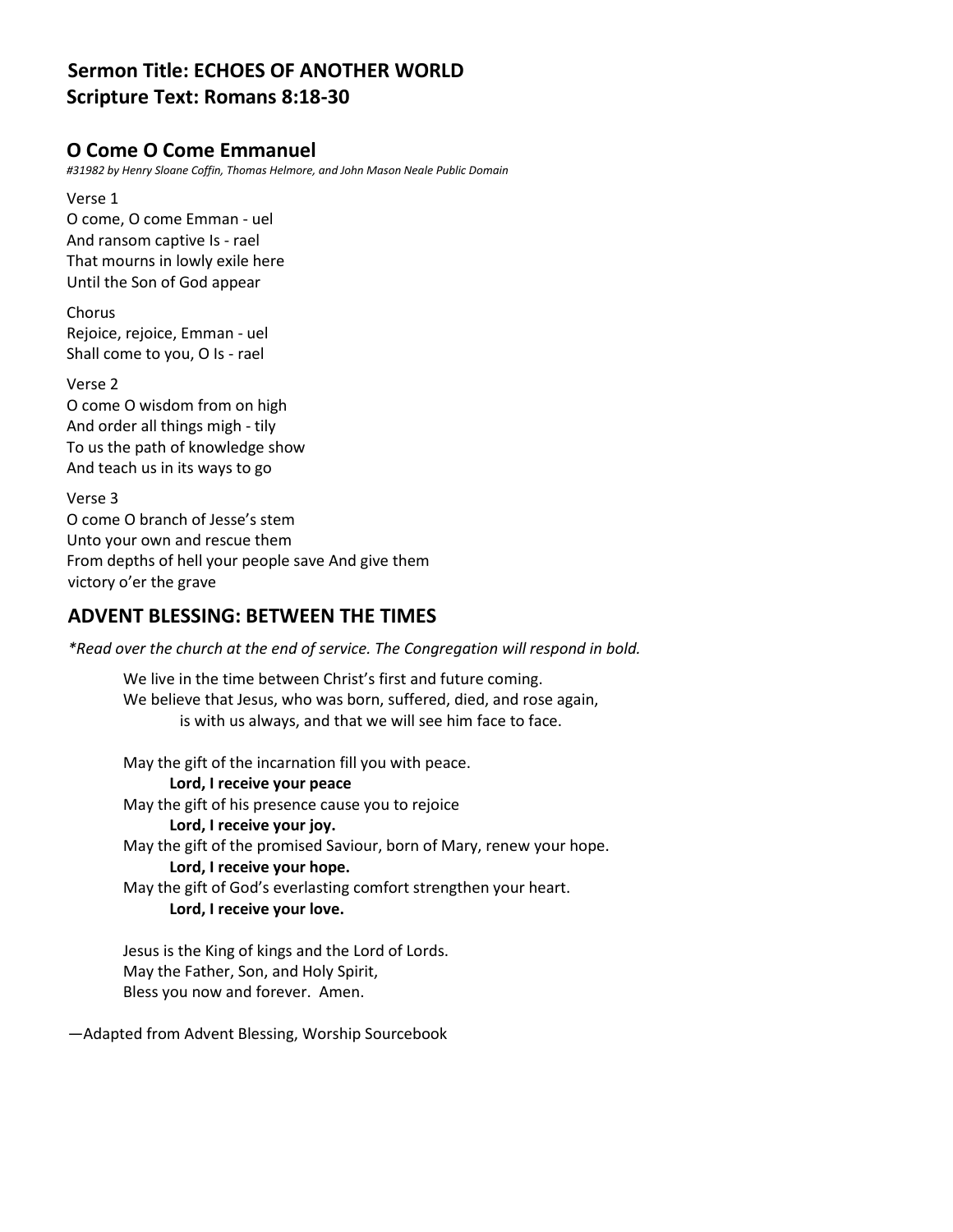## Sermon Title: ECHOES OF ANOTHER WORLD
## Scripture Text: Romans 8:18-30

### O Come O Come Emmanuel

*#31982 by Henry Sloane Coffin, Thomas Helmore, and John Mason Neale Public Domain*

Verse 1
O come, O come Emman - uel
And ransom captive Is - rael
That mourns in lowly exile here
Until the Son of God appear

Chorus
Rejoice, rejoice, Emman - uel
Shall come to you, O Is - rael

Verse 2
O come O wisdom from on high
And order all things migh - tily
To us the path of knowledge show
And teach us in its ways to go

Verse 3
O come O branch of Jesse's stem
Unto your own and rescue them
From depths of hell your people save And give them
victory o'er the grave

## ADVENT BLESSING: BETWEEN THE TIMES

*\*Read over the church at the end of service. The Congregation will respond in bold.*

We live in the time between Christ's first and future coming.
We believe that Jesus, who was born, suffered, died, and rose again,
is with us always, and that we will see him face to face.

May the gift of the incarnation fill you with peace.
**Lord, I receive your peace**
May the gift of his presence cause you to rejoice
**Lord, I receive your joy.**
May the gift of the promised Saviour, born of Mary, renew your hope.
**Lord, I receive your hope.**
May the gift of God's everlasting comfort strengthen your heart.
**Lord, I receive your love.**

Jesus is the King of kings and the Lord of Lords.
May the Father, Son, and Holy Spirit,
Bless you now and forever. Amen.

—Adapted from Advent Blessing, Worship Sourcebook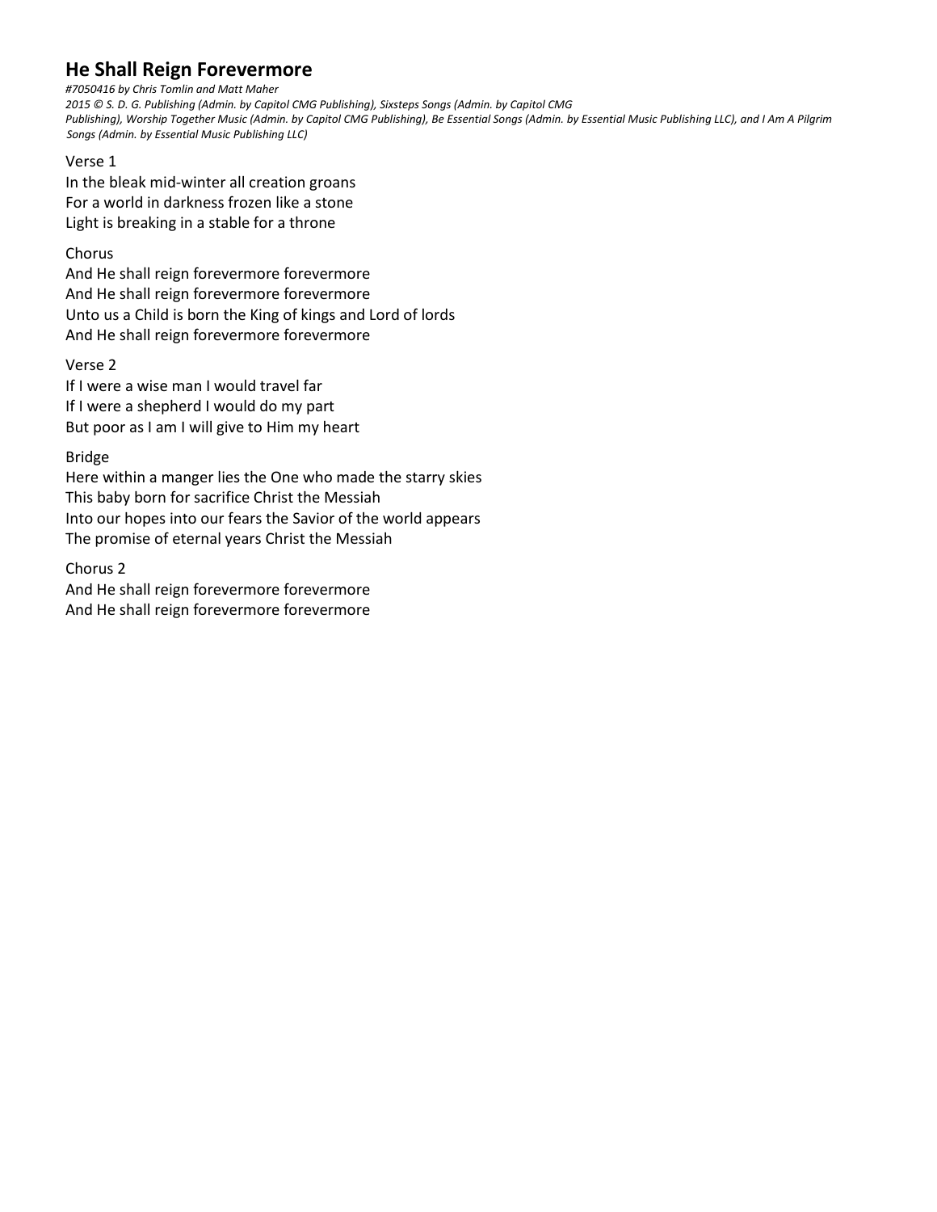## He Shall Reign Forevermore

*#7050416 by Chris Tomlin and Matt Maher*
*2015 © S. D. G. Publishing (Admin. by Capitol CMG Publishing), Sixsteps Songs (Admin. by Capitol CMG Publishing), Worship Together Music (Admin. by Capitol CMG Publishing), Be Essential Songs (Admin. by Essential Music Publishing LLC), and I Am A Pilgrim Songs (Admin. by Essential Music Publishing LLC)*

Verse 1
In the bleak mid-winter all creation groans
For a world in darkness frozen like a stone
Light is breaking in a stable for a throne

Chorus
And He shall reign forevermore forevermore
And He shall reign forevermore forevermore
Unto us a Child is born the King of kings and Lord of lords
And He shall reign forevermore forevermore

Verse 2
If I were a wise man I would travel far
If I were a shepherd I would do my part
But poor as I am I will give to Him my heart

Bridge
Here within a manger lies the One who made the starry skies
This baby born for sacrifice Christ the Messiah
Into our hopes into our fears the Savior of the world appears
The promise of eternal years Christ the Messiah

Chorus 2
And He shall reign forevermore forevermore
And He shall reign forevermore forevermore